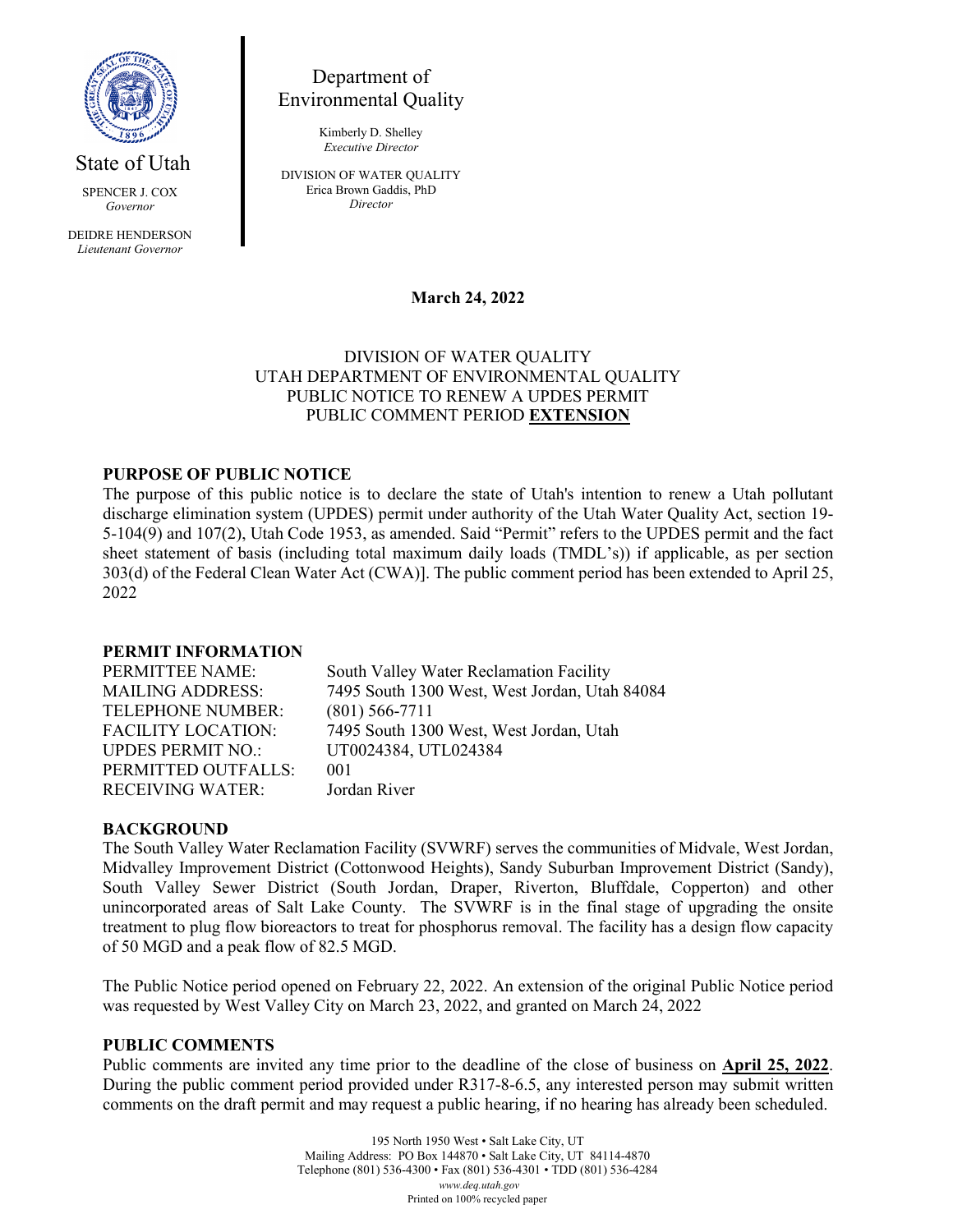State of Utah

SPENCER J. COX
*Governor*

DEIDRE HENDERSON
*Lieutenant Governor*

Department of Environmental Quality

Kimberly D. Shelley
*Executive Director*

DIVISION OF WATER QUALITY
Erica Brown Gaddis, PhD
*Director*

**March 24, 2022**

DIVISION OF WATER QUALITY
UTAH DEPARTMENT OF ENVIRONMENTAL QUALITY
PUBLIC NOTICE TO RENEW A UPDES PERMIT
PUBLIC COMMENT PERIOD **EXTENSION**

## PURPOSE OF PUBLIC NOTICE

The purpose of this public notice is to declare the state of Utah's intention to renew a Utah pollutant discharge elimination system (UPDES) permit under authority of the Utah Water Quality Act, section 19-5-104(9) and 107(2), Utah Code 1953, as amended. Said "Permit" refers to the UPDES permit and the fact sheet statement of basis (including total maximum daily loads (TMDL's)) if applicable, as per section 303(d) of the Federal Clean Water Act (CWA)]. The public comment period has been extended to April 25, 2022

## PERMIT INFORMATION

| | |
|---|---|
| PERMITTEE NAME: | South Valley Water Reclamation Facility |
| MAILING ADDRESS: | 7495 South 1300 West, West Jordan, Utah 84084 |
| TELEPHONE NUMBER: | (801) 566-7711 |
| FACILITY LOCATION: | 7495 South 1300 West, West Jordan, Utah |
| UPDES PERMIT NO.: | UT0024384, UTL024384 |
| PERMITTED OUTFALLS: | 001 |
| RECEIVING WATER: | Jordan River |

## BACKGROUND

The South Valley Water Reclamation Facility (SVWRF) serves the communities of Midvale, West Jordan, Midvalley Improvement District (Cottonwood Heights), Sandy Suburban Improvement District (Sandy), South Valley Sewer District (South Jordan, Draper, Riverton, Bluffdale, Copperton) and other unincorporated areas of Salt Lake County. The SVWRF is in the final stage of upgrading the onsite treatment to plug flow bioreactors to treat for phosphorus removal. The facility has a design flow capacity of 50 MGD and a peak flow of 82.5 MGD.

The Public Notice period opened on February 22, 2022. An extension of the original Public Notice period was requested by West Valley City on March 23, 2022, and granted on March 24, 2022

## PUBLIC COMMENTS

Public comments are invited any time prior to the deadline of the close of business on **April 25, 2022**. During the public comment period provided under R317-8-6.5, any interested person may submit written comments on the draft permit and may request a public hearing, if no hearing has already been scheduled.

195 North 1950 West • Salt Lake City, UT
Mailing Address: PO Box 144870 • Salt Lake City, UT 84114-4870
Telephone (801) 536-4300 • Fax (801) 536-4301 • TDD (801) 536-4284
*www.deq.utah.gov*
Printed on 100% recycled paper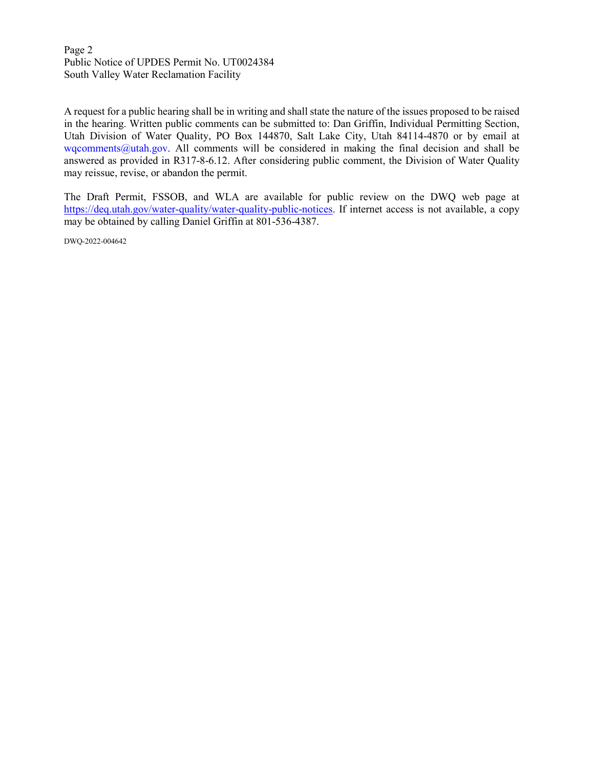A request for a public hearing shall be in writing and shall state the nature of the issues proposed to be raised in the hearing. Written public comments can be submitted to: Dan Griffin, Individual Permitting Section, Utah Division of Water Quality, PO Box 144870, Salt Lake City, Utah 84114-4870 or by email at wqcomments@utah.gov. All comments will be considered in making the final decision and shall be answered as provided in R317-8-6.12. After considering public comment, the Division of Water Quality may reissue, revise, or abandon the permit.

The Draft Permit, FSSOB, and WLA are available for public review on the DWQ web page at https://deq.utah.gov/water-quality/water-quality-public-notices. If internet access is not available, a copy may be obtained by calling Daniel Griffin at 801-536-4387.

DWQ-2022-004642